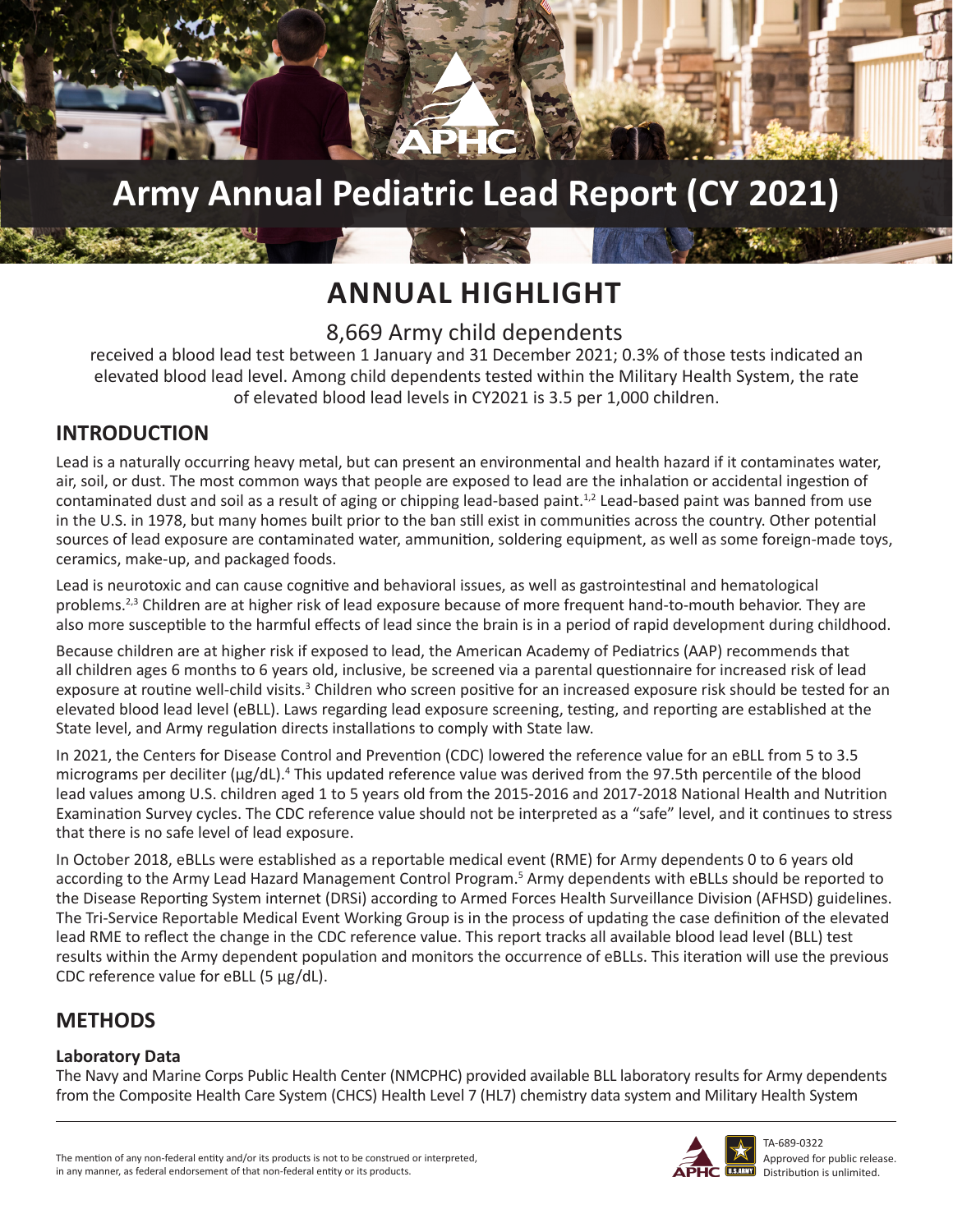# Army Annual Pediatric Lead Report (CY 2021)

## ANNUAL HIGHLIGHT

8,669 Army child dependents

received a blood lead test between 1 January and 31 December 2021; 0.3% of those tests indicated an elevated blood lead level. Among child dependents tested within the Military Health System, the rate of elevated blood lead levels in CY2021 is 3.5 per 1,000 children.

## INTRODUCTION

Lead is a naturally occurring heavy metal, but can present an environmental and health hazard if it contaminates water, air, soil, or dust. The most common ways that people are exposed to lead are the inhalation or accidental ingestion of contaminated dust and soil as a result of aging or chipping lead-based paint.[1,2] Lead-based paint was banned from use in the U.S. in 1978, but many homes built prior to the ban still exist in communities across the country. Other potential sources of lead exposure are contaminated water, ammunition, soldering equipment, as well as some foreign-made toys, ceramics, make-up, and packaged foods.

Lead is neurotoxic and can cause cognitive and behavioral issues, as well as gastrointestinal and hematological problems.[2,3] Children are at higher risk of lead exposure because of more frequent hand-to-mouth behavior. They are also more susceptible to the harmful effects of lead since the brain is in a period of rapid development during childhood.

Because children are at higher risk if exposed to lead, the American Academy of Pediatrics (AAP) recommends that all children ages 6 months to 6 years old, inclusive, be screened via a parental questionnaire for increased risk of lead exposure at routine well-child visits.[3] Children who screen positive for an increased exposure risk should be tested for an elevated blood lead level (eBLL). Laws regarding lead exposure screening, testing, and reporting are established at the State level, and Army regulation directs installations to comply with State law.

In 2021, the Centers for Disease Control and Prevention (CDC) lowered the reference value for an eBLL from 5 to 3.5 micrograms per deciliter (µg/dL).[4] This updated reference value was derived from the 97.5th percentile of the blood lead values among U.S. children aged 1 to 5 years old from the 2015-2016 and 2017-2018 National Health and Nutrition Examination Survey cycles. The CDC reference value should not be interpreted as a "safe" level, and it continues to stress that there is no safe level of lead exposure.

In October 2018, eBLLs were established as a reportable medical event (RME) for Army dependents 0 to 6 years old according to the Army Lead Hazard Management Control Program.[5] Army dependents with eBLLs should be reported to the Disease Reporting System internet (DRSi) according to Armed Forces Health Surveillance Division (AFHSD) guidelines. The Tri-Service Reportable Medical Event Working Group is in the process of updating the case definition of the elevated lead RME to reflect the change in the CDC reference value. This report tracks all available blood lead level (BLL) test results within the Army dependent population and monitors the occurrence of eBLLs. This iteration will use the previous CDC reference value for eBLL (5 µg/dL).

## METHODS

### Laboratory Data

The Navy and Marine Corps Public Health Center (NMCPHC) provided available BLL laboratory results for Army dependents from the Composite Health Care System (CHCS) Health Level 7 (HL7) chemistry data system and Military Health System

The mention of any non-federal entity and/or its products is not to be construed or interpreted, in any manner, as federal endorsement of that non-federal entity or its products.

TA-689-0322
Approved for public release. Distribution is unlimited.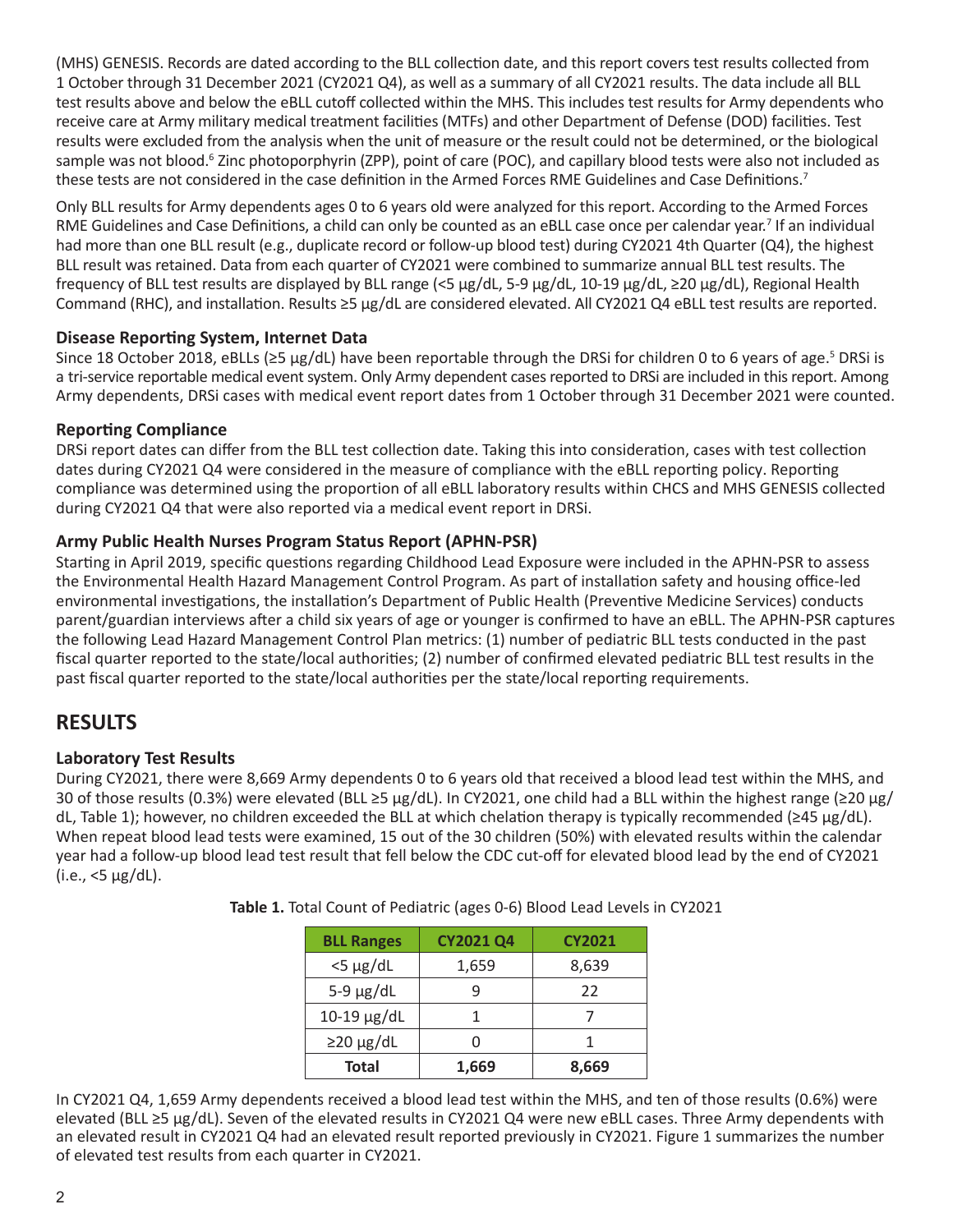(MHS) GENESIS. Records are dated according to the BLL collection date, and this report covers test results collected from 1 October through 31 December 2021 (CY2021 Q4), as well as a summary of all CY2021 results. The data include all BLL test results above and below the eBLL cutoff collected within the MHS. This includes test results for Army dependents who receive care at Army military medical treatment facilities (MTFs) and other Department of Defense (DOD) facilities. Test results were excluded from the analysis when the unit of measure or the result could not be determined, or the biological sample was not blood.[6] Zinc photoporphyrin (ZPP), point of care (POC), and capillary blood tests were also not included as these tests are not considered in the case definition in the Armed Forces RME Guidelines and Case Definitions.[7]

Only BLL results for Army dependents ages 0 to 6 years old were analyzed for this report. According to the Armed Forces RME Guidelines and Case Definitions, a child can only be counted as an eBLL case once per calendar year.[7] If an individual had more than one BLL result (e.g., duplicate record or follow-up blood test) during CY2021 4th Quarter (Q4), the highest BLL result was retained. Data from each quarter of CY2021 were combined to summarize annual BLL test results. The frequency of BLL test results are displayed by BLL range (<5 µg/dL, 5-9 µg/dL, 10-19 µg/dL, ≥20 µg/dL), Regional Health Command (RHC), and installation. Results ≥5 µg/dL are considered elevated. All CY2021 Q4 eBLL test results are reported.

### Disease Reporting System, Internet Data

Since 18 October 2018, eBLLs (≥5 µg/dL) have been reportable through the DRSi for children 0 to 6 years of age.[5] DRSi is a tri-service reportable medical event system. Only Army dependent cases reported to DRSi are included in this report. Among Army dependents, DRSi cases with medical event report dates from 1 October through 31 December 2021 were counted.

### Reporting Compliance

DRSi report dates can differ from the BLL test collection date. Taking this into consideration, cases with test collection dates during CY2021 Q4 were considered in the measure of compliance with the eBLL reporting policy. Reporting compliance was determined using the proportion of all eBLL laboratory results within CHCS and MHS GENESIS collected during CY2021 Q4 that were also reported via a medical event report in DRSi.

### Army Public Health Nurses Program Status Report (APHN-PSR)

Starting in April 2019, specific questions regarding Childhood Lead Exposure were included in the APHN-PSR to assess the Environmental Health Hazard Management Control Program. As part of installation safety and housing office-led environmental investigations, the installation's Department of Public Health (Preventive Medicine Services) conducts parent/guardian interviews after a child six years of age or younger is confirmed to have an eBLL. The APHN-PSR captures the following Lead Hazard Management Control Plan metrics: (1) number of pediatric BLL tests conducted in the past fiscal quarter reported to the state/local authorities; (2) number of confirmed elevated pediatric BLL test results in the past fiscal quarter reported to the state/local authorities per the state/local reporting requirements.

## RESULTS

### Laboratory Test Results

During CY2021, there were 8,669 Army dependents 0 to 6 years old that received a blood lead test within the MHS, and 30 of those results (0.3%) were elevated (BLL ≥5 µg/dL). In CY2021, one child had a BLL within the highest range (≥20 µg/dL, Table 1); however, no children exceeded the BLL at which chelation therapy is typically recommended (≥45 µg/dL). When repeat blood lead tests were examined, 15 out of the 30 children (50%) with elevated results within the calendar year had a follow-up blood lead test result that fell below the CDC cut-off for elevated blood lead by the end of CY2021 (i.e., <5 µg/dL).

**Table 1.** Total Count of Pediatric (ages 0-6) Blood Lead Levels in CY2021

| BLL Ranges | CY2021 Q4 | CY2021 |
|---|---|---|
| <5 µg/dL | 1,659 | 8,639 |
| 5-9 µg/dL | 9 | 22 |
| 10-19 µg/dL | 1 | 7 |
| ≥20 µg/dL | 0 | 1 |
| **Total** | **1,669** | **8,669** |

In CY2021 Q4, 1,659 Army dependents received a blood lead test within the MHS, and ten of those results (0.6%) were elevated (BLL ≥5 µg/dL). Seven of the elevated results in CY2021 Q4 were new eBLL cases. Three Army dependents with an elevated result in CY2021 Q4 had an elevated result reported previously in CY2021. Figure 1 summarizes the number of elevated test results from each quarter in CY2021.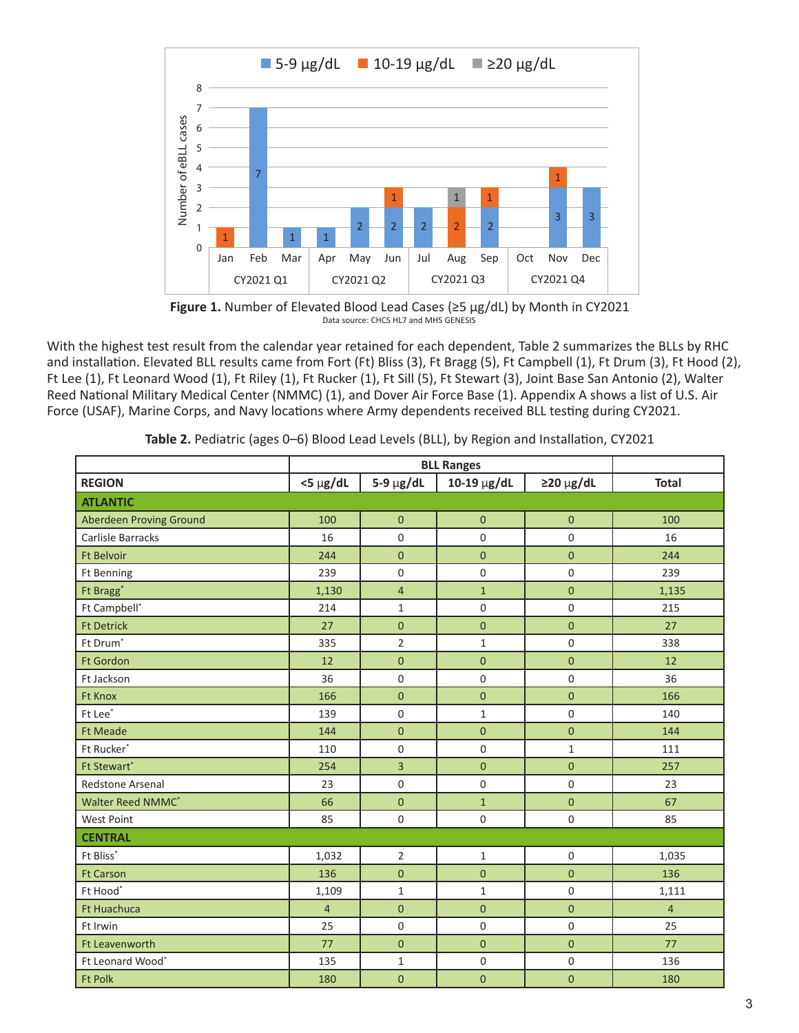**Figure 1.** Number of Elevated Blood Lead Cases (≥5 µg/dL) by Month in CY2021

Data source: CHCS HL7 and MHS GENESIS

With the highest test result from the calendar year retained for each dependent, Table 2 summarizes the BLLs by RHC and installation. Elevated BLL results came from Fort (Ft) Bliss (3), Ft Bragg (5), Ft Campbell (1), Ft Drum (3), Ft Hood (2), Ft Lee (1), Ft Leonard Wood (1), Ft Riley (1), Ft Rucker (1), Ft Sill (5), Ft Stewart (3), Joint Base San Antonio (2), Walter Reed National Military Medical Center (NMMC) (1), and Dover Air Force Base (1). Appendix A shows a list of U.S. Air Force (USAF), Marine Corps, and Navy locations where Army dependents received BLL testing during CY2021.

**Table 2.** Pediatric (ages 0–6) Blood Lead Levels (BLL), by Region and Installation, CY2021

| | BLL Ranges | | | | |
|---|---|---|---|---|---|
| **REGION** | **<5 µg/dL** | **5-9 µg/dL** | **10-19 µg/dL** | **≥20 µg/dL** | **Total** |
| **ATLANTIC** | | | | | |
| Aberdeen Proving Ground | 100 | 0 | 0 | 0 | 100 |
| Carlisle Barracks | 16 | 0 | 0 | 0 | 16 |
| Ft Belvoir | 244 | 0 | 0 | 0 | 244 |
| Ft Benning | 239 | 0 | 0 | 0 | 239 |
| Ft Bragg* | 1,130 | 4 | 1 | 0 | 1,135 |
| Ft Campbell* | 214 | 1 | 0 | 0 | 215 |
| Ft Detrick | 27 | 0 | 0 | 0 | 27 |
| Ft Drum* | 335 | 2 | 1 | 0 | 338 |
| Ft Gordon | 12 | 0 | 0 | 0 | 12 |
| Ft Jackson | 36 | 0 | 0 | 0 | 36 |
| Ft Knox | 166 | 0 | 0 | 0 | 166 |
| Ft Lee* | 139 | 0 | 1 | 0 | 140 |
| Ft Meade | 144 | 0 | 0 | 0 | 144 |
| Ft Rucker* | 110 | 0 | 0 | 1 | 111 |
| Ft Stewart* | 254 | 3 | 0 | 0 | 257 |
| Redstone Arsenal | 23 | 0 | 0 | 0 | 23 |
| Walter Reed NMMC* | 66 | 0 | 1 | 0 | 67 |
| West Point | 85 | 0 | 0 | 0 | 85 |
| **CENTRAL** | | | | | |
| Ft Bliss* | 1,032 | 2 | 1 | 0 | 1,035 |
| Ft Carson | 136 | 0 | 0 | 0 | 136 |
| Ft Hood* | 1,109 | 1 | 1 | 0 | 1,111 |
| Ft Huachuca | 4 | 0 | 0 | 0 | 4 |
| Ft Irwin | 25 | 0 | 0 | 0 | 25 |
| Ft Leavenworth | 77 | 0 | 0 | 0 | 77 |
| Ft Leonard Wood* | 135 | 1 | 0 | 0 | 136 |
| Ft Polk | 180 | 0 | 0 | 0 | 180 |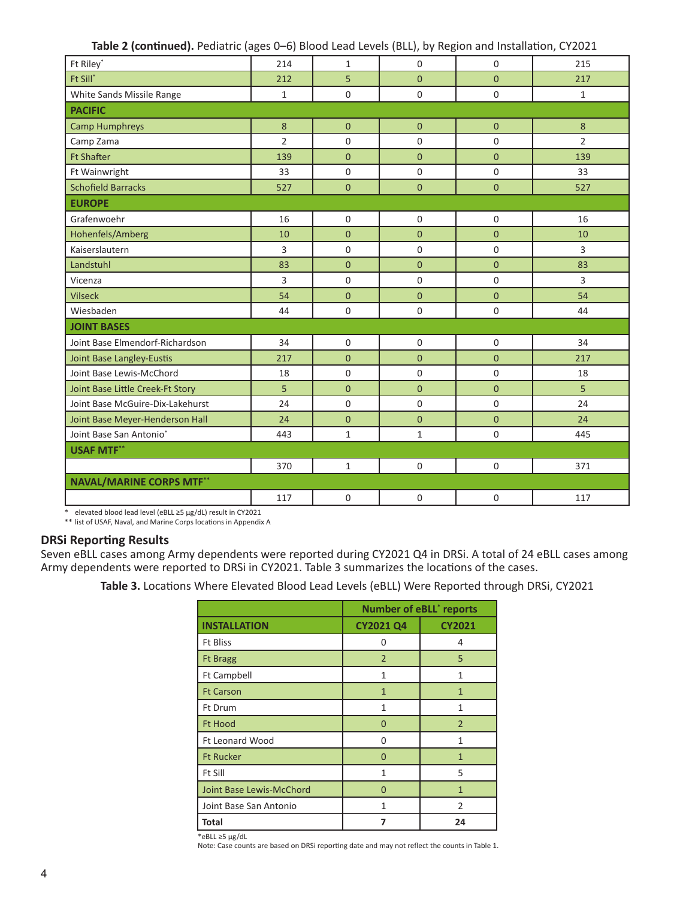**Table 2 (continued).** Pediatric (ages 0–6) Blood Lead Levels (BLL), by Region and Installation, CY2021

| | | | | | |
|---|---|---|---|---|---|
| Ft Riley* | 214 | 1 | 0 | 0 | 215 |
| Ft Sill* | 212 | 5 | 0 | 0 | 217 |
| White Sands Missile Range | 1 | 0 | 0 | 0 | 1 |
| **PACIFIC** | | | | | |
| Camp Humphreys | 8 | 0 | 0 | 0 | 8 |
| Camp Zama | 2 | 0 | 0 | 0 | 2 |
| Ft Shafter | 139 | 0 | 0 | 0 | 139 |
| Ft Wainwright | 33 | 0 | 0 | 0 | 33 |
| Schofield Barracks | 527 | 0 | 0 | 0 | 527 |
| **EUROPE** | | | | | |
| Grafenwoehr | 16 | 0 | 0 | 0 | 16 |
| Hohenfels/Amberg | 10 | 0 | 0 | 0 | 10 |
| Kaiserslautern | 3 | 0 | 0 | 0 | 3 |
| Landstuhl | 83 | 0 | 0 | 0 | 83 |
| Vicenza | 3 | 0 | 0 | 0 | 3 |
| Vilseck | 54 | 0 | 0 | 0 | 54 |
| Wiesbaden | 44 | 0 | 0 | 0 | 44 |
| **JOINT BASES** | | | | | |
| Joint Base Elmendorf-Richardson | 34 | 0 | 0 | 0 | 34 |
| Joint Base Langley-Eustis | 217 | 0 | 0 | 0 | 217 |
| Joint Base Lewis-McChord | 18 | 0 | 0 | 0 | 18 |
| Joint Base Little Creek-Ft Story | 5 | 0 | 0 | 0 | 5 |
| Joint Base McGuire-Dix-Lakehurst | 24 | 0 | 0 | 0 | 24 |
| Joint Base Meyer-Henderson Hall | 24 | 0 | 0 | 0 | 24 |
| Joint Base San Antonio* | 443 | 1 | 1 | 0 | 445 |
| **USAF MTF**** | | | | | |
| | 370 | 1 | 0 | 0 | 371 |
| **NAVAL/MARINE CORPS MTF**** | | | | | |
| | 117 | 0 | 0 | 0 | 117 |

\* elevated blood lead level (eBLL ≥5 µg/dL) result in CY2021
** list of USAF, Naval, and Marine Corps locations in Appendix A

## DRSi Reporting Results

Seven eBLL cases among Army dependents were reported during CY2021 Q4 in DRSi. A total of 24 eBLL cases among Army dependents were reported to DRSi in CY2021. Table 3 summarizes the locations of the cases.

**Table 3.** Locations Where Elevated Blood Lead Levels (eBLL) Were Reported through DRSi, CY2021

| | Number of eBLL* reports | |
|---|---|---|
| **INSTALLATION** | **CY2021 Q4** | **CY2021** |
| Ft Bliss | 0 | 4 |
| Ft Bragg | 2 | 5 |
| Ft Campbell | 1 | 1 |
| Ft Carson | 1 | 1 |
| Ft Drum | 1 | 1 |
| Ft Hood | 0 | 2 |
| Ft Leonard Wood | 0 | 1 |
| Ft Rucker | 0 | 1 |
| Ft Sill | 1 | 5 |
| Joint Base Lewis-McChord | 0 | 1 |
| Joint Base San Antonio | 1 | 2 |
| **Total** | **7** | **24** |

*eBLL ≥5 µg/dL
Note: Case counts are based on DRSi reporting date and may not reflect the counts in Table 1.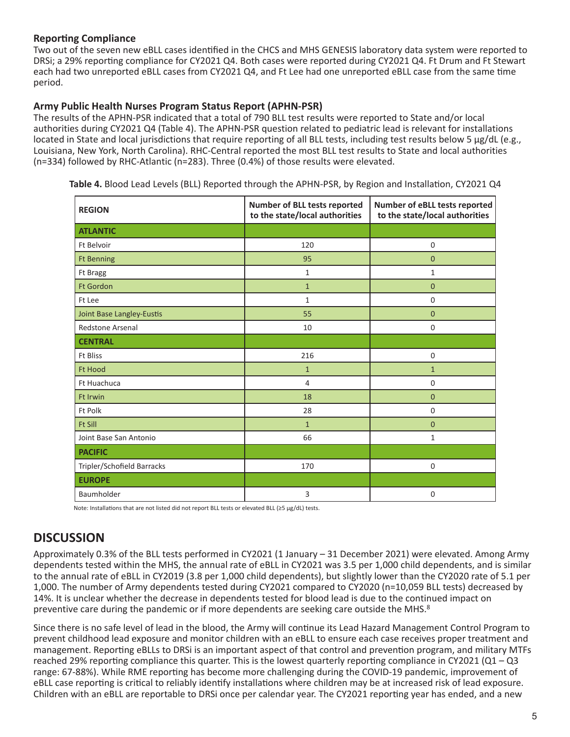### Reporting Compliance

Two out of the seven new eBLL cases identified in the CHCS and MHS GENESIS laboratory data system were reported to DRSi; a 29% reporting compliance for CY2021 Q4. Both cases were reported during CY2021 Q4. Ft Drum and Ft Stewart each had two unreported eBLL cases from CY2021 Q4, and Ft Lee had one unreported eBLL case from the same time period.

### Army Public Health Nurses Program Status Report (APHN-PSR)

The results of the APHN-PSR indicated that a total of 790 BLL test results were reported to State and/or local authorities during CY2021 Q4 (Table 4). The APHN-PSR question related to pediatric lead is relevant for installations located in State and local jurisdictions that require reporting of all BLL tests, including test results below 5 µg/dL (e.g., Louisiana, New York, North Carolina). RHC-Central reported the most BLL test results to State and local authorities (n=334) followed by RHC-Atlantic (n=283). Three (0.4%) of those results were elevated.

**Table 4.** Blood Lead Levels (BLL) Reported through the APHN-PSR, by Region and Installation, CY2021 Q4

| REGION | Number of BLL tests reported to the state/local authorities | Number of eBLL tests reported to the state/local authorities |
|---|---|---|
| **ATLANTIC** | | |
| Ft Belvoir | 120 | 0 |
| Ft Benning | 95 | 0 |
| Ft Bragg | 1 | 1 |
| Ft Gordon | 1 | 0 |
| Ft Lee | 1 | 0 |
| Joint Base Langley-Eustis | 55 | 0 |
| Redstone Arsenal | 10 | 0 |
| **CENTRAL** | | |
| Ft Bliss | 216 | 0 |
| Ft Hood | 1 | 1 |
| Ft Huachuca | 4 | 0 |
| Ft Irwin | 18 | 0 |
| Ft Polk | 28 | 0 |
| Ft Sill | 1 | 0 |
| Joint Base San Antonio | 66 | 1 |
| **PACIFIC** | | |
| Tripler/Schofield Barracks | 170 | 0 |
| **EUROPE** | | |
| Baumholder | 3 | 0 |

Note: Installations that are not listed did not report BLL tests or elevated BLL (≥5 µg/dL) tests.

## DISCUSSION

Approximately 0.3% of the BLL tests performed in CY2021 (1 January – 31 December 2021) were elevated. Among Army dependents tested within the MHS, the annual rate of eBLL in CY2021 was 3.5 per 1,000 child dependents, and is similar to the annual rate of eBLL in CY2019 (3.8 per 1,000 child dependents), but slightly lower than the CY2020 rate of 5.1 per 1,000. The number of Army dependents tested during CY2021 compared to CY2020 (n=10,059 BLL tests) decreased by 14%. It is unclear whether the decrease in dependents tested for blood lead is due to the continued impact on preventive care during the pandemic or if more dependents are seeking care outside the MHS.[8]

Since there is no safe level of lead in the blood, the Army will continue its Lead Hazard Management Control Program to prevent childhood lead exposure and monitor children with an eBLL to ensure each case receives proper treatment and management. Reporting eBLLs to DRSi is an important aspect of that control and prevention program, and military MTFs reached 29% reporting compliance this quarter. This is the lowest quarterly reporting compliance in CY2021 (Q1 – Q3 range: 67-88%). While RME reporting has become more challenging during the COVID-19 pandemic, improvement of eBLL case reporting is critical to reliably identify installations where children may be at increased risk of lead exposure. Children with an eBLL are reportable to DRSi once per calendar year. The CY2021 reporting year has ended, and a new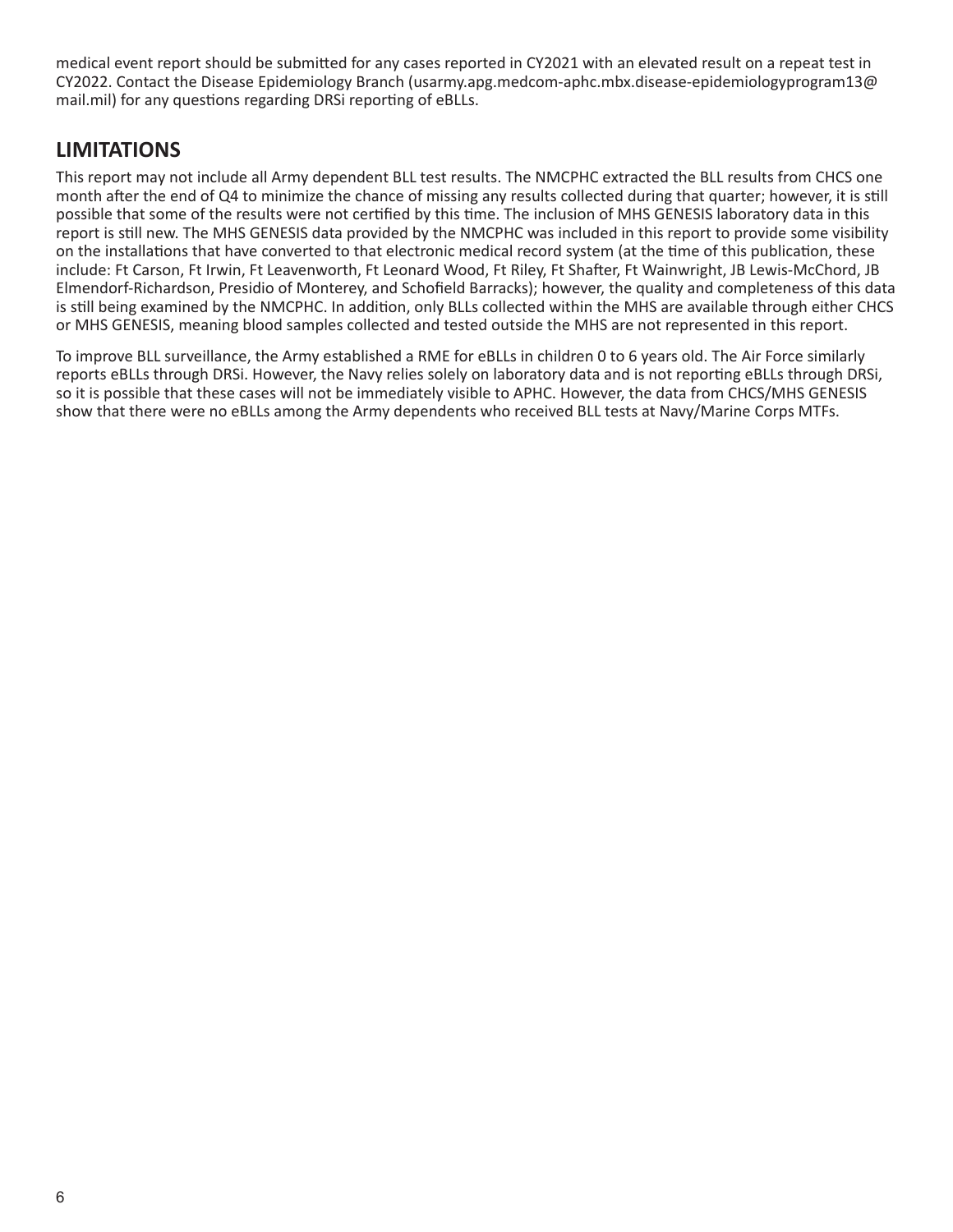medical event report should be submitted for any cases reported in CY2021 with an elevated result on a repeat test in CY2022. Contact the Disease Epidemiology Branch (usarmy.apg.medcom-aphc.mbx.disease-epidemiologyprogram13@mail.mil) for any questions regarding DRSi reporting of eBLLs.

## LIMITATIONS

This report may not include all Army dependent BLL test results. The NMCPHC extracted the BLL results from CHCS one month after the end of Q4 to minimize the chance of missing any results collected during that quarter; however, it is still possible that some of the results were not certified by this time. The inclusion of MHS GENESIS laboratory data in this report is still new. The MHS GENESIS data provided by the NMCPHC was included in this report to provide some visibility on the installations that have converted to that electronic medical record system (at the time of this publication, these include: Ft Carson, Ft Irwin, Ft Leavenworth, Ft Leonard Wood, Ft Riley, Ft Shafter, Ft Wainwright, JB Lewis-McChord, JB Elmendorf-Richardson, Presidio of Monterey, and Schofield Barracks); however, the quality and completeness of this data is still being examined by the NMCPHC. In addition, only BLLs collected within the MHS are available through either CHCS or MHS GENESIS, meaning blood samples collected and tested outside the MHS are not represented in this report.

To improve BLL surveillance, the Army established a RME for eBLLs in children 0 to 6 years old. The Air Force similarly reports eBLLs through DRSi. However, the Navy relies solely on laboratory data and is not reporting eBLLs through DRSi, so it is possible that these cases will not be immediately visible to APHC. However, the data from CHCS/MHS GENESIS show that there were no eBLLs among the Army dependents who received BLL tests at Navy/Marine Corps MTFs.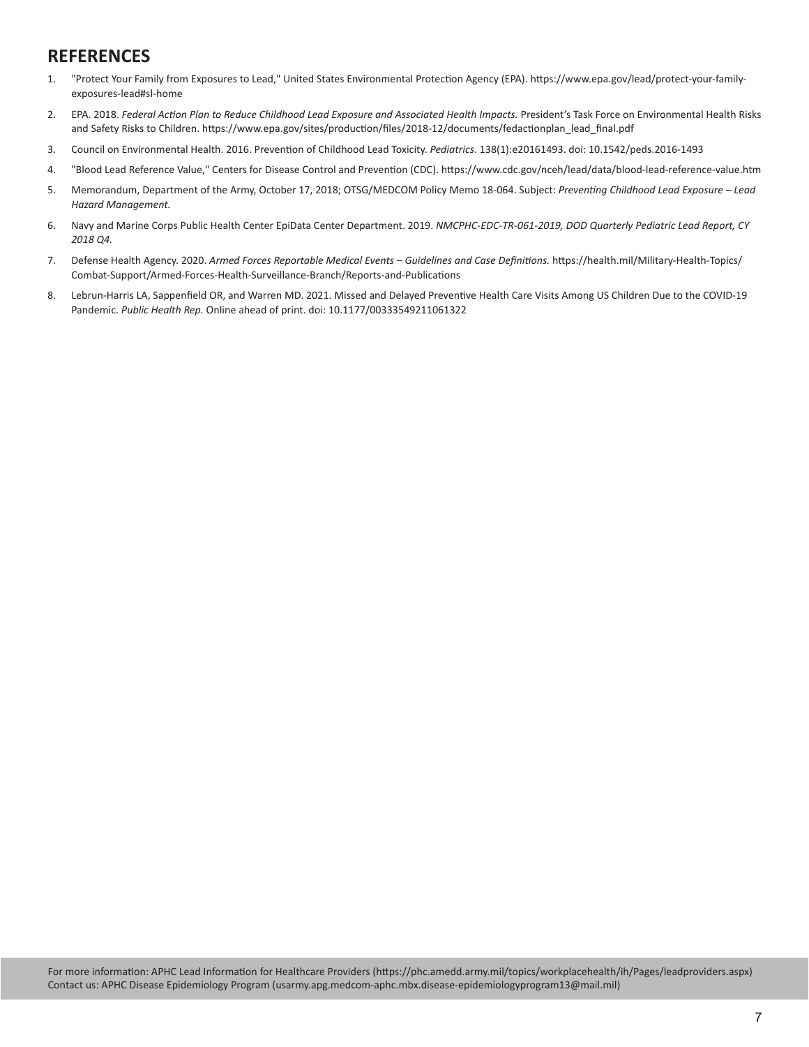## REFERENCES

1. "Protect Your Family from Exposures to Lead," United States Environmental Protection Agency (EPA). https://www.epa.gov/lead/protect-your-family-exposures-lead#sl-home
2. EPA. 2018. *Federal Action Plan to Reduce Childhood Lead Exposure and Associated Health Impacts.* President's Task Force on Environmental Health Risks and Safety Risks to Children. https://www.epa.gov/sites/production/files/2018-12/documents/fedactionplan_lead_final.pdf
3. Council on Environmental Health. 2016. Prevention of Childhood Lead Toxicity. *Pediatrics*. 138(1):e20161493. doi: 10.1542/peds.2016-1493
4. "Blood Lead Reference Value," Centers for Disease Control and Prevention (CDC). https://www.cdc.gov/nceh/lead/data/blood-lead-reference-value.htm
5. Memorandum, Department of the Army, October 17, 2018; OTSG/MEDCOM Policy Memo 18-064. Subject: *Preventing Childhood Lead Exposure – Lead Hazard Management.*
6. Navy and Marine Corps Public Health Center EpiData Center Department. 2019. *NMCPHC-EDC-TR-061-2019, DOD Quarterly Pediatric Lead Report, CY 2018 Q4.*
7. Defense Health Agency. 2020. *Armed Forces Reportable Medical Events – Guidelines and Case Definitions.* https://health.mil/Military-Health-Topics/Combat-Support/Armed-Forces-Health-Surveillance-Branch/Reports-and-Publications
8. Lebrun-Harris LA, Sappenfield OR, and Warren MD. 2021. Missed and Delayed Preventive Health Care Visits Among US Children Due to the COVID-19 Pandemic. *Public Health Rep.* Online ahead of print. doi: 10.1177/00333549211061322

For more information: APHC Lead Information for Healthcare Providers (https://phc.amedd.army.mil/topics/workplacehealth/ih/Pages/leadproviders.aspx)
Contact us: APHC Disease Epidemiology Program (usarmy.apg.medcom-aphc.mbx.disease-epidemiologyprogram13@mail.mil)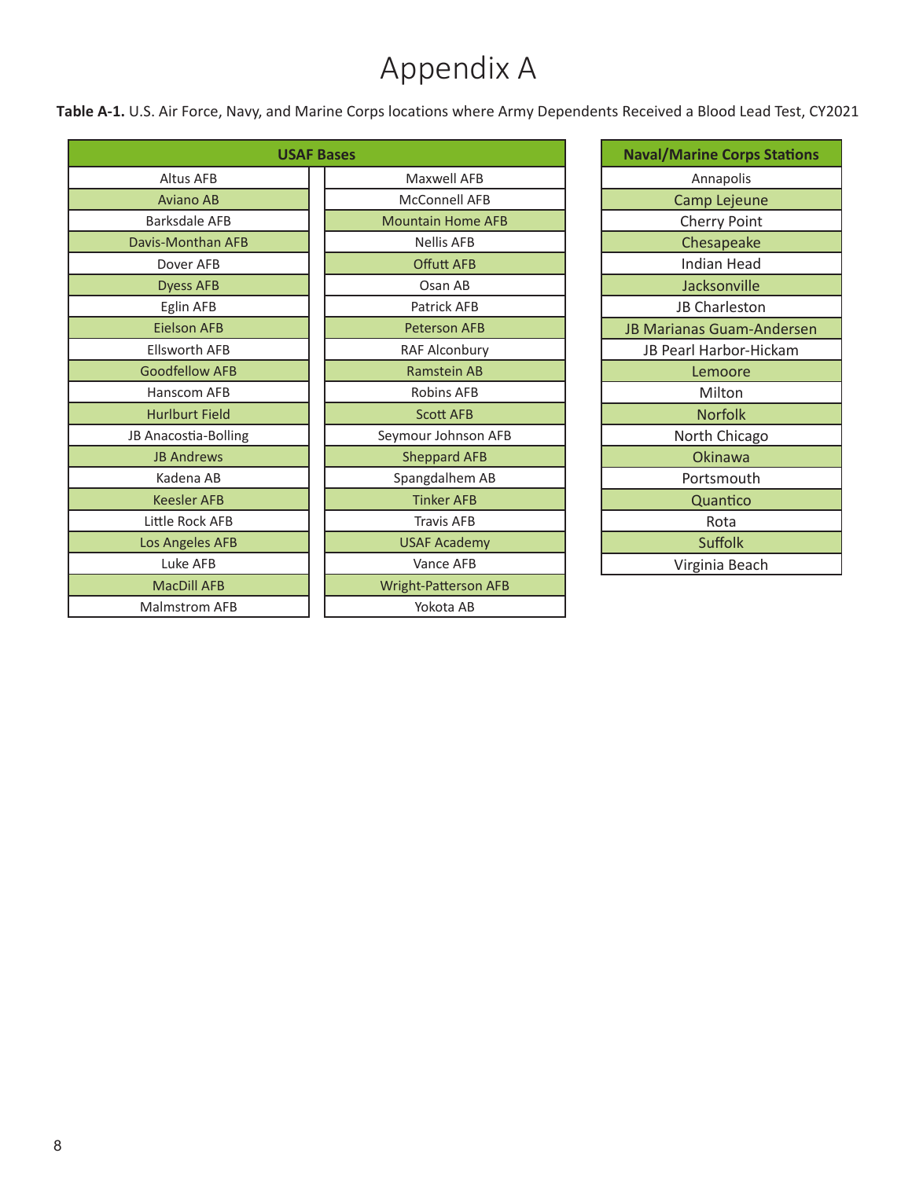# Appendix A

**Table A-1.** U.S. Air Force, Navy, and Marine Corps locations where Army Dependents Received a Blood Lead Test, CY2021

| USAF Bases | |
|---|---|
| Altus AFB | Maxwell AFB |
| Aviano AB | McConnell AFB |
| Barksdale AFB | Mountain Home AFB |
| Davis-Monthan AFB | Nellis AFB |
| Dover AFB | Offutt AFB |
| Dyess AFB | Osan AB |
| Eglin AFB | Patrick AFB |
| Eielson AFB | Peterson AFB |
| Ellsworth AFB | RAF Alconbury |
| Goodfellow AFB | Ramstein AB |
| Hanscom AFB | Robins AFB |
| Hurlburt Field | Scott AFB |
| JB Anacostia-Bolling | Seymour Johnson AFB |
| JB Andrews | Sheppard AFB |
| Kadena AB | Spangdalhem AB |
| Keesler AFB | Tinker AFB |
| Little Rock AFB | Travis AFB |
| Los Angeles AFB | USAF Academy |
| Luke AFB | Vance AFB |
| MacDill AFB | Wright-Patterson AFB |
| Malmstrom AFB | Yokota AB |

| Naval/Marine Corps Stations |
|---|
| Annapolis |
| Camp Lejeune |
| Cherry Point |
| Chesapeake |
| Indian Head |
| Jacksonville |
| JB Charleston |
| JB Marianas Guam-Andersen |
| JB Pearl Harbor-Hickam |
| Lemoore |
| Milton |
| Norfolk |
| North Chicago |
| Okinawa |
| Portsmouth |
| Quantico |
| Rota |
| Suffolk |
| Virginia Beach |